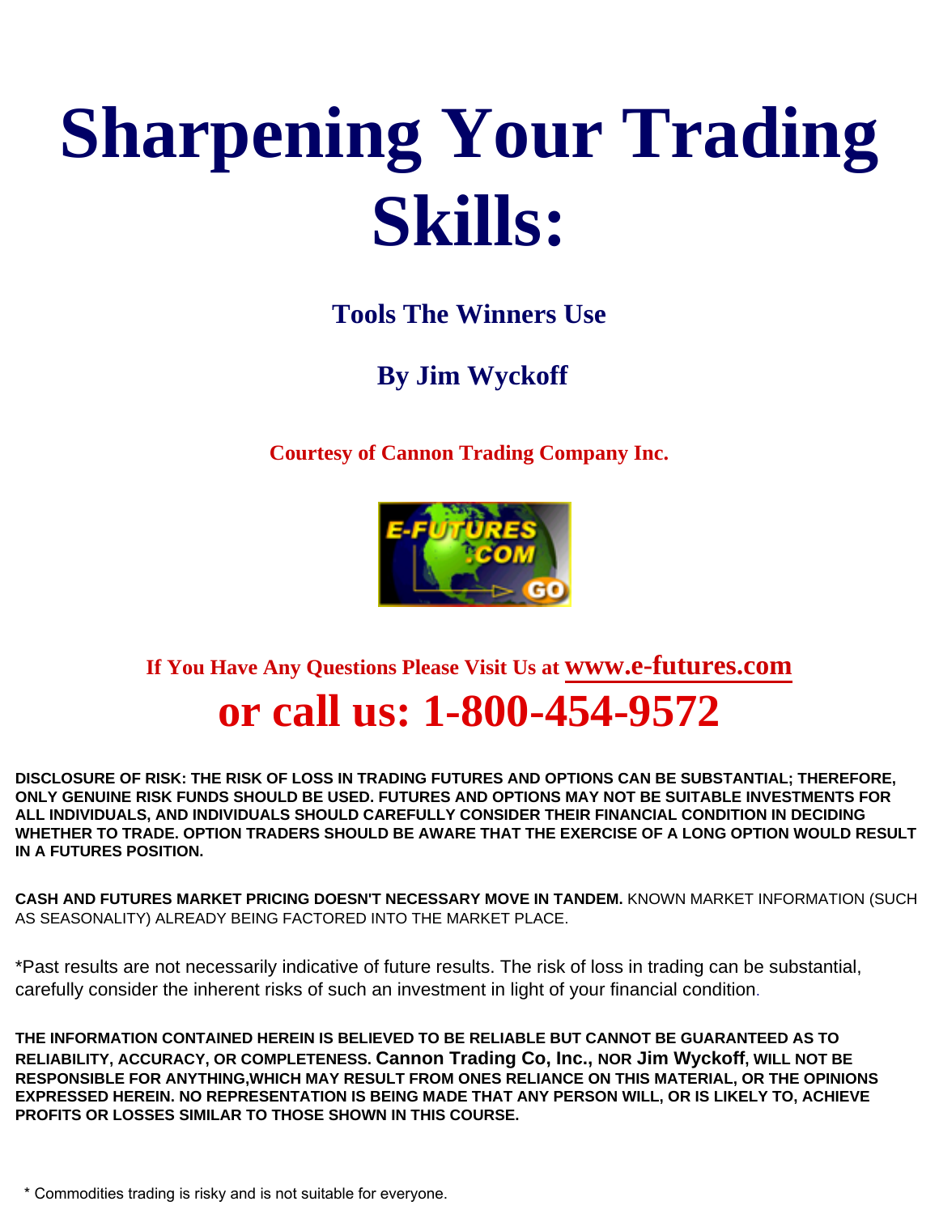# Sharpening Your Trading Skills:

### Tools The Winners Use

### By Jim Wyckoff

**Courtesy of Cannon Trading Company Inc.**

**If You Have Any Questions Please Visit Us at www.e-futures.com**

## or call us: 1-800-454-9572

**DISCLOSURE OF RISK: THE RISK OF LOSS IN TRADING FUTURES AND OPTIONS CAN BE SUBSTANTIAL; THEREFORE, ONLY GENUINE RISK FUNDS SHOULD BE USED. FUTURES AND OPTIONS MAY NOT BE SUITABLE INVESTMENTS FOR ALL INDIVIDUALS, AND INDIVIDUALS SHOULD CAREFULLY CONSIDER THEIR FINANCIAL CONDITION IN DECIDING WHETHER TO TRADE. OPTION TRADERS SHOULD BE AWARE THAT THE EXERCISE OF A LONG OPTION WOULD RESULT IN A FUTURES POSITION.**

**CASH AND FUTURES MARKET PRICING DOESN'T NECESSARY MOVE IN TANDEM.** KNOWN MARKET INFORMATION (SUCH AS SEASONALITY) ALREADY BEING FACTORED INTO THE MARKET PLACE.

*Past results are not necessarily indicative of future results. The risk of loss in trading can be substantial, carefully consider the inherent risks of such an investment in light of your financial condition.

**THE INFORMATION CONTAINED HEREIN IS BELIEVED TO BE RELIABLE BUT CANNOT BE GUARANTEED AS TO RELIABILITY, ACCURACY, OR COMPLETENESS. Cannon Trading Co, Inc., NOR Jim Wyckoff, WILL NOT BE RESPONSIBLE FOR ANYTHING,WHICH MAY RESULT FROM ONES RELIANCE ON THIS MATERIAL, OR THE OPINIONS EXPRESSED HEREIN. NO REPRESENTATION IS BEING MADE THAT ANY PERSON WILL, OR IS LIKELY TO, ACHIEVE PROFITS OR LOSSES SIMILAR TO THOSE SHOWN IN THIS COURSE.**

\* Commodities trading is risky and is not suitable for everyone.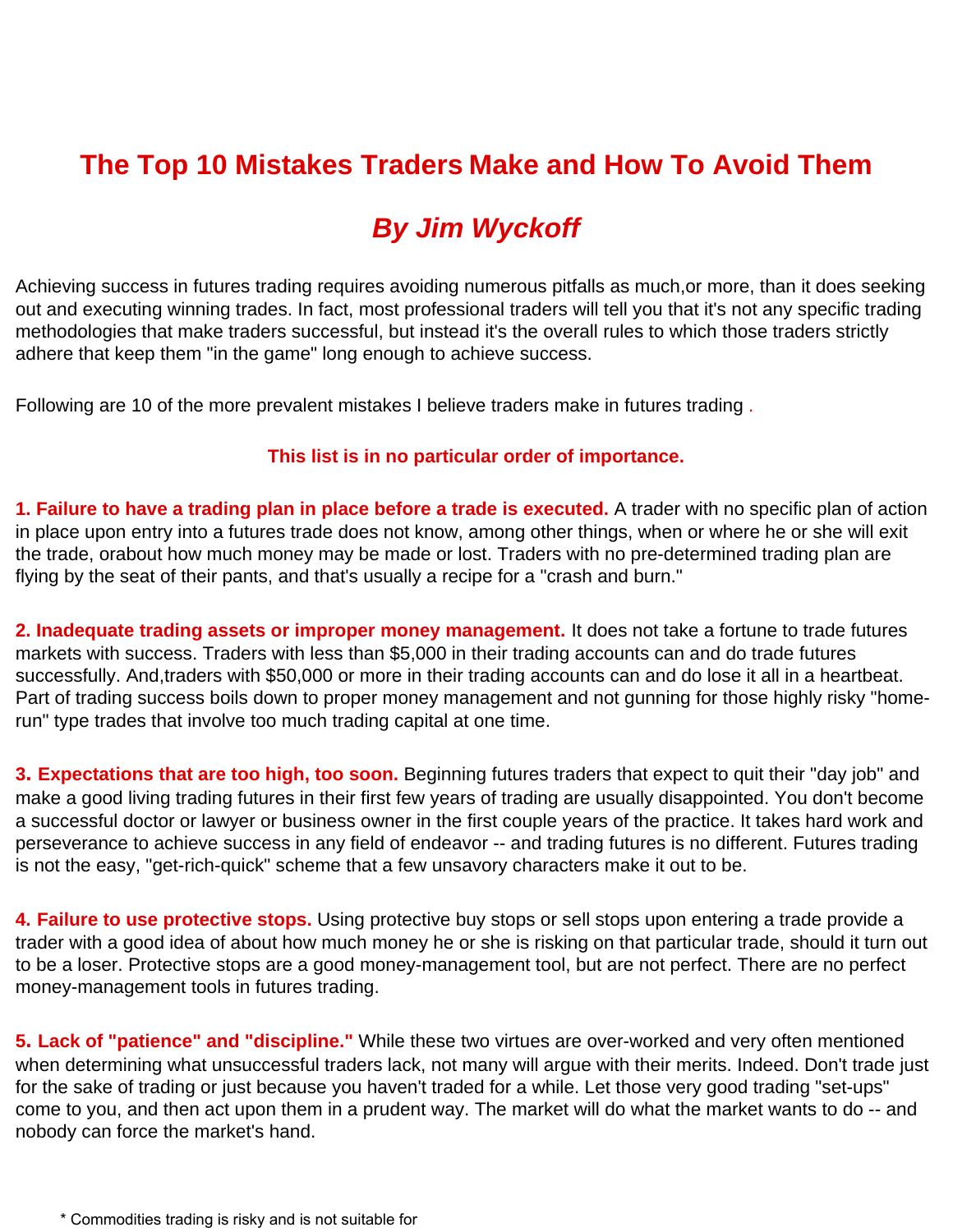# The Top 10 Mistakes Traders Make and How To Avoid Them

## *By Jim Wyckoff*

Achieving success in futures trading requires avoiding numerous pitfalls as much,or more, than it does seeking out and executing winning trades. In fact, most professional traders will tell you that it's not any specific trading methodologies that make traders successful, but instead it's the overall rules to which those traders strictly adhere that keep them "in the game" long enough to achieve success.

Following are 10 of the more prevalent mistakes I believe traders make in futures trading .

**This list is in no particular order of importance.**

**1. Failure to have a trading plan in place before a trade is executed.** A trader with no specific plan of action in place upon entry into a futures trade does not know, among other things, when or where he or she will exit the trade, orabout how much money may be made or lost. Traders with no pre-determined trading plan are flying by the seat of their pants, and that's usually a recipe for a "crash and burn."

**2. Inadequate trading assets or improper money management.** It does not take a fortune to trade futures markets with success. Traders with less than $5,000 in their trading accounts can and do trade futures successfully. And,traders with $50,000 or more in their trading accounts can and do lose it all in a heartbeat. Part of trading success boils down to proper money management and not gunning for those highly risky "home-run" type trades that involve too much trading capital at one time.

**3. Expectations that are too high, too soon.** Beginning futures traders that expect to quit their "day job" and make a good living trading futures in their first few years of trading are usually disappointed. You don't become a successful doctor or lawyer or business owner in the first couple years of the practice. It takes hard work and perseverance to achieve success in any field of endeavor -- and trading futures is no different. Futures trading is not the easy, "get-rich-quick" scheme that a few unsavory characters make it out to be.

**4. Failure to use protective stops.** Using protective buy stops or sell stops upon entering a trade provide a trader with a good idea of about how much money he or she is risking on that particular trade, should it turn out to be a loser. Protective stops are a good money-management tool, but are not perfect. There are no perfect money-management tools in futures trading.

**5. Lack of "patience" and "discipline."** While these two virtues are over-worked and very often mentioned when determining what unsuccessful traders lack, not many will argue with their merits. Indeed. Don't trade just for the sake of trading or just because you haven't traded for a while. Let those very good trading "set-ups" come to you, and then act upon them in a prudent way. The market will do what the market wants to do -- and nobody can force the market's hand.

\* Commodities trading is risky and is not suitable for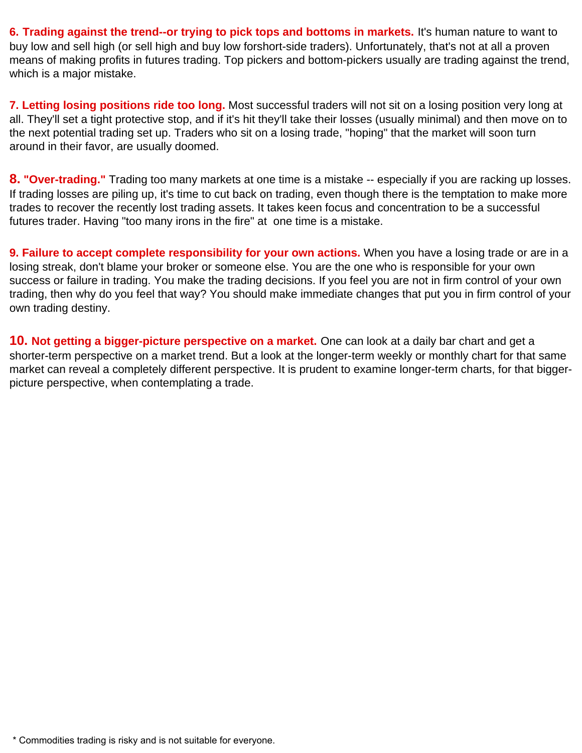**6. Trading against the trend--or trying to pick tops and bottoms in markets.** It's human nature to want to buy low and sell high (or sell high and buy low forshort-side traders). Unfortunately, that's not at all a proven means of making profits in futures trading. Top pickers and bottom-pickers usually are trading against the trend, which is a major mistake.

**7. Letting losing positions ride too long.** Most successful traders will not sit on a losing position very long at all. They'll set a tight protective stop, and if it's hit they'll take their losses (usually minimal) and then move on to the next potential trading set up. Traders who sit on a losing trade, "hoping" that the market will soon turn around in their favor, are usually doomed.

**8. "Over-trading."** Trading too many markets at one time is a mistake -- especially if you are racking up losses. If trading losses are piling up, it's time to cut back on trading, even though there is the temptation to make more trades to recover the recently lost trading assets. It takes keen focus and concentration to be a successful futures trader. Having "too many irons in the fire" at one time is a mistake.

**9. Failure to accept complete responsibility for your own actions.** When you have a losing trade or are in a losing streak, don't blame your broker or someone else. You are the one who is responsible for your own success or failure in trading. You make the trading decisions. If you feel you are not in firm control of your own trading, then why do you feel that way? You should make immediate changes that put you in firm control of your own trading destiny.

**10. Not getting a bigger-picture perspective on a market.** One can look at a daily bar chart and get a shorter-term perspective on a market trend. But a look at the longer-term weekly or monthly chart for that same market can reveal a completely different perspective. It is prudent to examine longer-term charts, for that bigger-picture perspective, when contemplating a trade.

* Commodities trading is risky and is not suitable for everyone.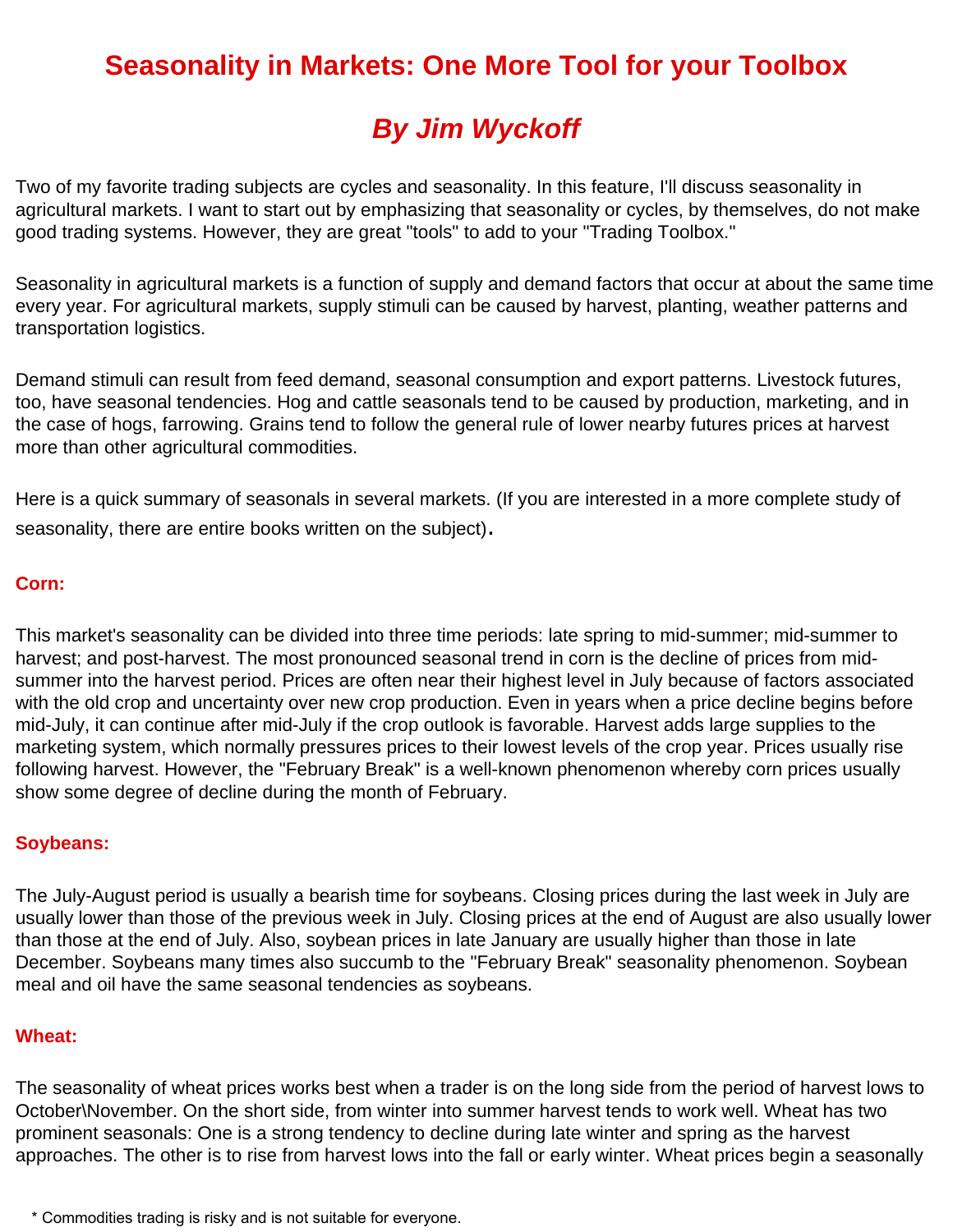# Seasonality in Markets: One More Tool for your Toolbox

## *By Jim Wyckoff*

Two of my favorite trading subjects are cycles and seasonality. In this feature, I'll discuss seasonality in agricultural markets. I want to start out by emphasizing that seasonality or cycles, by themselves, do not make good trading systems. However, they are great "tools" to add to your "Trading Toolbox."

Seasonality in agricultural markets is a function of supply and demand factors that occur at about the same time every year. For agricultural markets, supply stimuli can be caused by harvest, planting, weather patterns and transportation logistics.

Demand stimuli can result from feed demand, seasonal consumption and export patterns. Livestock futures, too, have seasonal tendencies. Hog and cattle seasonals tend to be caused by production, marketing, and in the case of hogs, farrowing. Grains tend to follow the general rule of lower nearby futures prices at harvest more than other agricultural commodities.

Here is a quick summary of seasonals in several markets. (If you are interested in a more complete study of seasonality, there are entire books written on the subject).

**Corn:**

This market's seasonality can be divided into three time periods: late spring to mid-summer; mid-summer to harvest; and post-harvest. The most pronounced seasonal trend in corn is the decline of prices from mid-summer into the harvest period. Prices are often near their highest level in July because of factors associated with the old crop and uncertainty over new crop production. Even in years when a price decline begins before mid-July, it can continue after mid-July if the crop outlook is favorable. Harvest adds large supplies to the marketing system, which normally pressures prices to their lowest levels of the crop year. Prices usually rise following harvest. However, the "February Break" is a well-known phenomenon whereby corn prices usually show some degree of decline during the month of February.

**Soybeans:**

The July-August period is usually a bearish time for soybeans. Closing prices during the last week in July are usually lower than those of the previous week in July. Closing prices at the end of August are also usually lower than those at the end of July. Also, soybean prices in late January are usually higher than those in late December. Soybeans many times also succumb to the "February Break" seasonality phenomenon. Soybean meal and oil have the same seasonal tendencies as soybeans.

**Wheat:**

The seasonality of wheat prices works best when a trader is on the long side from the period of harvest lows to October\November. On the short side, from winter into summer harvest tends to work well. Wheat has two prominent seasonals: One is a strong tendency to decline during late winter and spring as the harvest approaches. The other is to rise from harvest lows into the fall or early winter. Wheat prices begin a seasonally

\* Commodities trading is risky and is not suitable for everyone.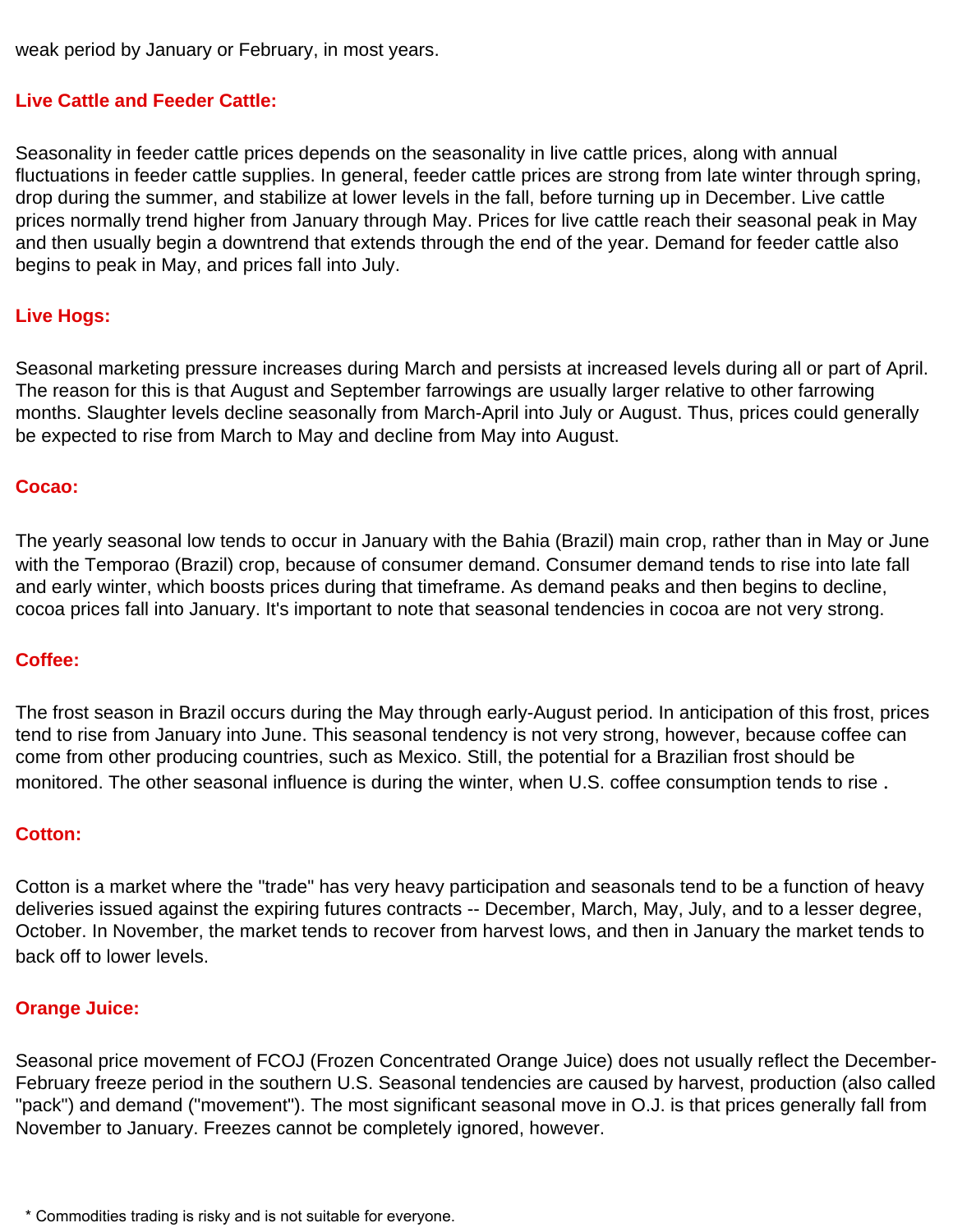weak period by January or February, in most years.

### Live Cattle and Feeder Cattle:

Seasonality in feeder cattle prices depends on the seasonality in live cattle prices, along with annual fluctuations in feeder cattle supplies. In general, feeder cattle prices are strong from late winter through spring, drop during the summer, and stabilize at lower levels in the fall, before turning up in December. Live cattle prices normally trend higher from January through May. Prices for live cattle reach their seasonal peak in May and then usually begin a downtrend that extends through the end of the year. Demand for feeder cattle also begins to peak in May, and prices fall into July.

### Live Hogs:

Seasonal marketing pressure increases during March and persists at increased levels during all or part of April. The reason for this is that August and September farrowings are usually larger relative to other farrowing months. Slaughter levels decline seasonally from March-April into July or August. Thus, prices could generally be expected to rise from March to May and decline from May into August.

### Cocao:

The yearly seasonal low tends to occur in January with the Bahia (Brazil) main crop, rather than in May or June with the Temporao (Brazil) crop, because of consumer demand. Consumer demand tends to rise into late fall and early winter, which boosts prices during that timeframe. As demand peaks and then begins to decline, cocoa prices fall into January. It's important to note that seasonal tendencies in cocoa are not very strong.

### Coffee:

The frost season in Brazil occurs during the May through early-August period. In anticipation of this frost, prices tend to rise from January into June. This seasonal tendency is not very strong, however, because coffee can come from other producing countries, such as Mexico. Still, the potential for a Brazilian frost should be monitored. The other seasonal influence is during the winter, when U.S. coffee consumption tends to rise .

### Cotton:

Cotton is a market where the "trade" has very heavy participation and seasonals tend to be a function of heavy deliveries issued against the expiring futures contracts -- December, March, May, July, and to a lesser degree, October. In November, the market tends to recover from harvest lows, and then in January the market tends to back off to lower levels.

### Orange Juice:

Seasonal price movement of FCOJ (Frozen Concentrated Orange Juice) does not usually reflect the December-February freeze period in the southern U.S. Seasonal tendencies are caused by harvest, production (also called "pack") and demand ("movement"). The most significant seasonal move in O.J. is that prices generally fall from November to January. Freezes cannot be completely ignored, however.

* Commodities trading is risky and is not suitable for everyone.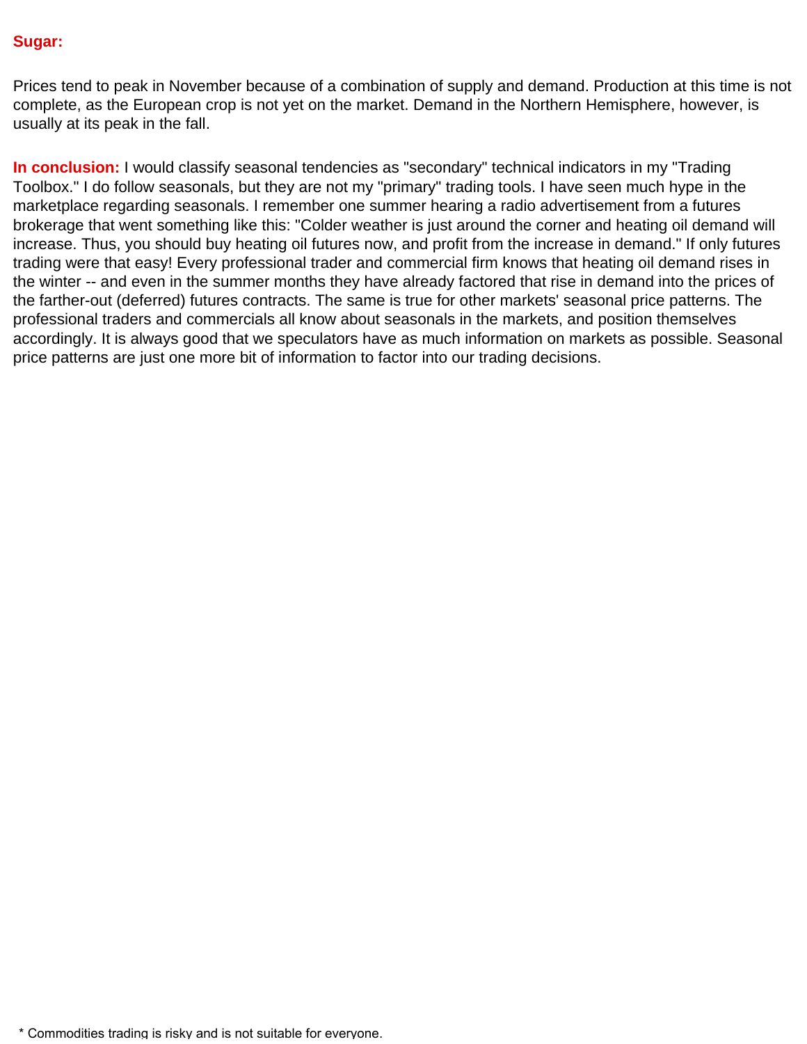**Sugar:**

Prices tend to peak in November because of a combination of supply and demand. Production at this time is not complete, as the European crop is not yet on the market. Demand in the Northern Hemisphere, however, is usually at its peak in the fall.

**In conclusion:** I would classify seasonal tendencies as "secondary" technical indicators in my "Trading Toolbox." I do follow seasonals, but they are not my "primary" trading tools. I have seen much hype in the marketplace regarding seasonals. I remember one summer hearing a radio advertisement from a futures brokerage that went something like this: "Colder weather is just around the corner and heating oil demand will increase. Thus, you should buy heating oil futures now, and profit from the increase in demand." If only futures trading were that easy! Every professional trader and commercial firm knows that heating oil demand rises in the winter -- and even in the summer months they have already factored that rise in demand into the prices of the farther-out (deferred) futures contracts. The same is true for other markets' seasonal price patterns. The professional traders and commercials all know about seasonals in the markets, and position themselves accordingly. It is always good that we speculators have as much information on markets as possible. Seasonal price patterns are just one more bit of information to factor into our trading decisions.

* Commodities trading is risky and is not suitable for everyone.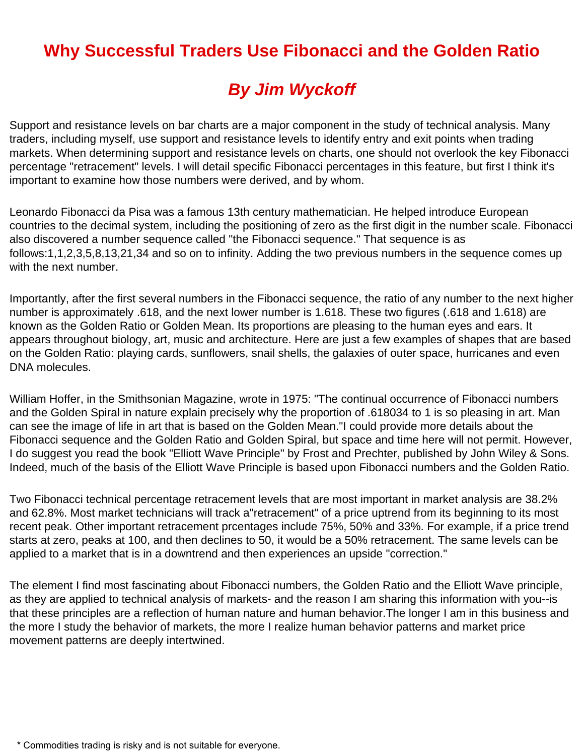# Why Successful Traders Use Fibonacci and the Golden Ratio

## *By Jim Wyckoff*

Support and resistance levels on bar charts are a major component in the study of technical analysis. Many traders, including myself, use support and resistance levels to identify entry and exit points when trading markets. When determining support and resistance levels on charts, one should not overlook the key Fibonacci percentage "retracement" levels. I will detail specific Fibonacci percentages in this feature, but first I think it's important to examine how those numbers were derived, and by whom.

Leonardo Fibonacci da Pisa was a famous 13th century mathematician. He helped introduce European countries to the decimal system, including the positioning of zero as the first digit in the number scale. Fibonacci also discovered a number sequence called "the Fibonacci sequence." That sequence is as follows:1,1,2,3,5,8,13,21,34 and so on to infinity. Adding the two previous numbers in the sequence comes up with the next number.

Importantly, after the first several numbers in the Fibonacci sequence, the ratio of any number to the next higher number is approximately .618, and the next lower number is 1.618. These two figures (.618 and 1.618) are known as the Golden Ratio or Golden Mean. Its proportions are pleasing to the human eyes and ears. It appears throughout biology, art, music and architecture. Here are just a few examples of shapes that are based on the Golden Ratio: playing cards, sunflowers, snail shells, the galaxies of outer space, hurricanes and even DNA molecules.

William Hoffer, in the Smithsonian Magazine, wrote in 1975: "The continual occurrence of Fibonacci numbers and the Golden Spiral in nature explain precisely why the proportion of .618034 to 1 is so pleasing in art. Man can see the image of life in art that is based on the Golden Mean."I could provide more details about the Fibonacci sequence and the Golden Ratio and Golden Spiral, but space and time here will not permit. However, I do suggest you read the book "Elliott Wave Principle" by Frost and Prechter, published by John Wiley & Sons. Indeed, much of the basis of the Elliott Wave Principle is based upon Fibonacci numbers and the Golden Ratio.

Two Fibonacci technical percentage retracement levels that are most important in market analysis are 38.2% and 62.8%. Most market technicians will track a"retracement" of a price uptrend from its beginning to its most recent peak. Other important retracement prcentages include 75%, 50% and 33%. For example, if a price trend starts at zero, peaks at 100, and then declines to 50, it would be a 50% retracement. The same levels can be applied to a market that is in a downtrend and then experiences an upside "correction."

The element I find most fascinating about Fibonacci numbers, the Golden Ratio and the Elliott Wave principle, as they are applied to technical analysis of markets- and the reason I am sharing this information with you--is that these principles are a reflection of human nature and human behavior.The longer I am in this business and the more I study the behavior of markets, the more I realize human behavior patterns and market price movement patterns are deeply intertwined.

\* Commodities trading is risky and is not suitable for everyone.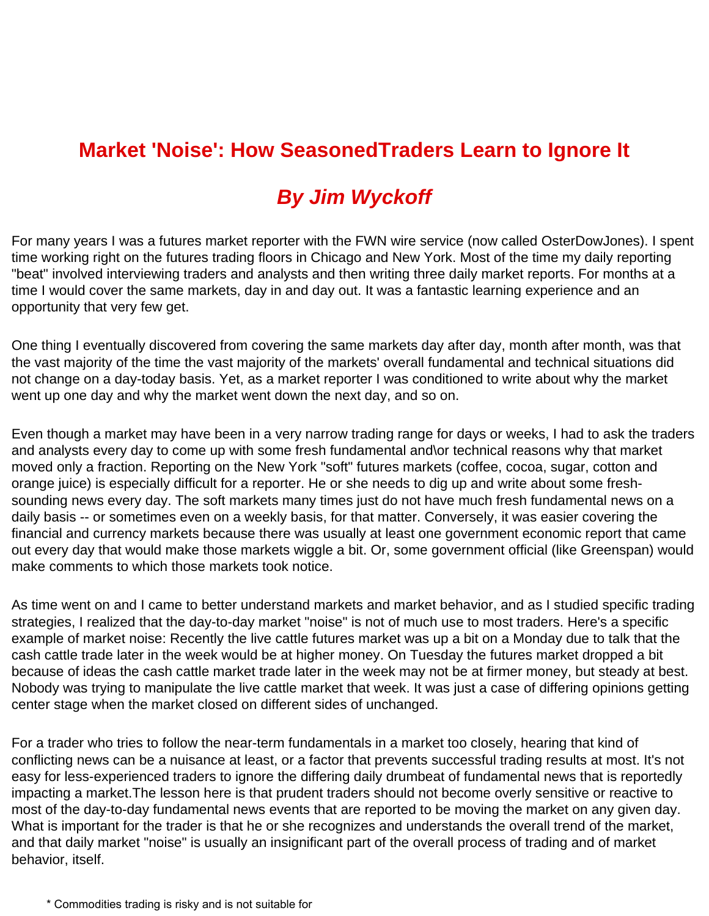# Market 'Noise': How SeasonedTraders Learn to Ignore It

## *By Jim Wyckoff*

For many years I was a futures market reporter with the FWN wire service (now called OsterDowJones). I spent time working right on the futures trading floors in Chicago and New York. Most of the time my daily reporting "beat" involved interviewing traders and analysts and then writing three daily market reports. For months at a time I would cover the same markets, day in and day out. It was a fantastic learning experience and an opportunity that very few get.

One thing I eventually discovered from covering the same markets day after day, month after month, was that the vast majority of the time the vast majority of the markets' overall fundamental and technical situations did not change on a day-today basis. Yet, as a market reporter I was conditioned to write about why the market went up one day and why the market went down the next day, and so on.

Even though a market may have been in a very narrow trading range for days or weeks, I had to ask the traders and analysts every day to come up with some fresh fundamental and\or technical reasons why that market moved only a fraction. Reporting on the New York "soft" futures markets (coffee, cocoa, sugar, cotton and orange juice) is especially difficult for a reporter. He or she needs to dig up and write about some fresh-sounding news every day. The soft markets many times just do not have much fresh fundamental news on a daily basis -- or sometimes even on a weekly basis, for that matter. Conversely, it was easier covering the financial and currency markets because there was usually at least one government economic report that came out every day that would make those markets wiggle a bit. Or, some government official (like Greenspan) would make comments to which those markets took notice.

As time went on and I came to better understand markets and market behavior, and as I studied specific trading strategies, I realized that the day-to-day market "noise" is not of much use to most traders. Here's a specific example of market noise: Recently the live cattle futures market was up a bit on a Monday due to talk that the cash cattle trade later in the week would be at higher money. On Tuesday the futures market dropped a bit because of ideas the cash cattle market trade later in the week may not be at firmer money, but steady at best. Nobody was trying to manipulate the live cattle market that week. It was just a case of differing opinions getting center stage when the market closed on different sides of unchanged.

For a trader who tries to follow the near-term fundamentals in a market too closely, hearing that kind of conflicting news can be a nuisance at least, or a factor that prevents successful trading results at most. It's not easy for less-experienced traders to ignore the differing daily drumbeat of fundamental news that is reportedly impacting a market.The lesson here is that prudent traders should not become overly sensitive or reactive to most of the day-to-day fundamental news events that are reported to be moving the market on any given day. What is important for the trader is that he or she recognizes and understands the overall trend of the market, and that daily market "noise" is usually an insignificant part of the overall process of trading and of market behavior, itself.

* Commodities trading is risky and is not suitable for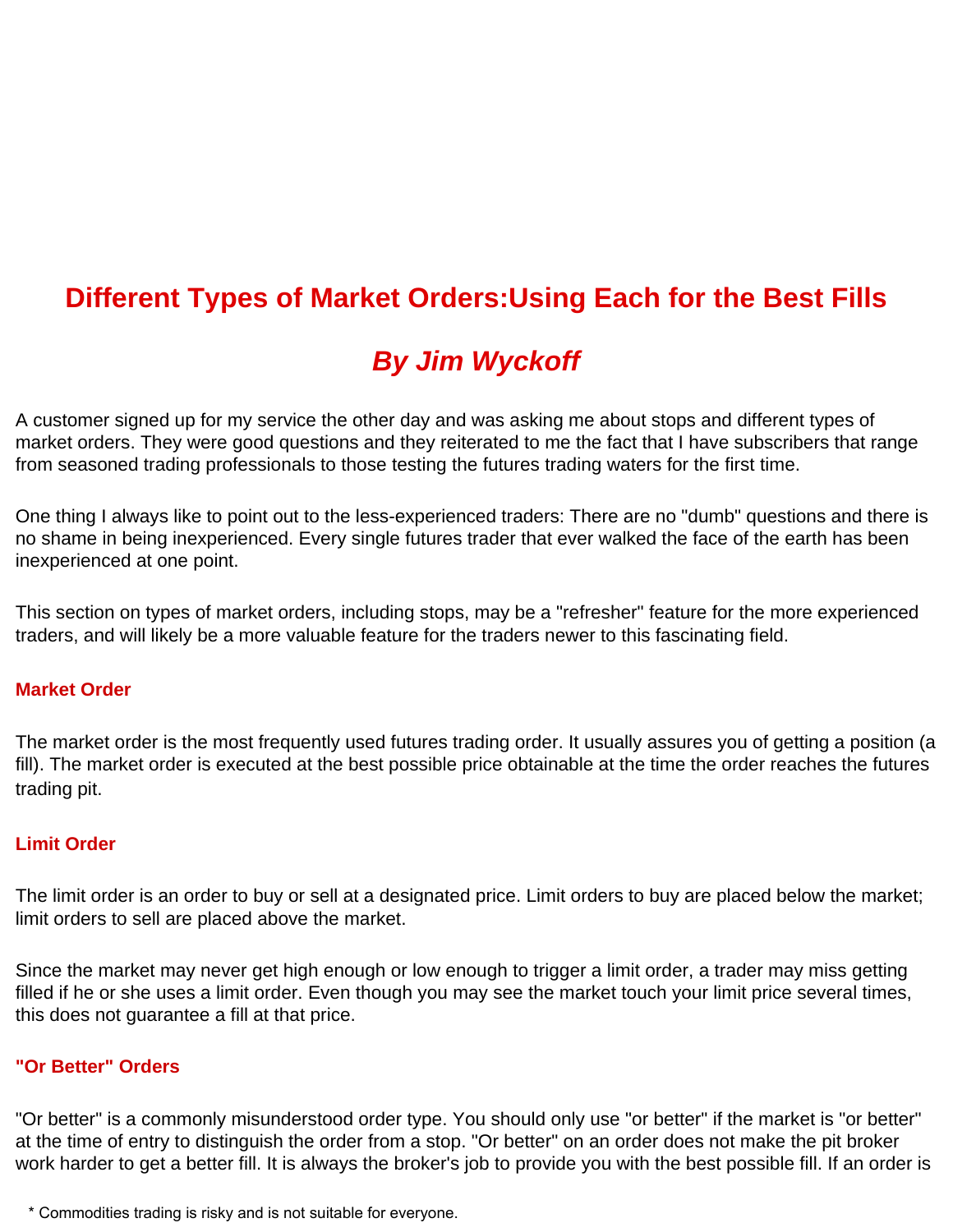# Different Types of Market Orders:Using Each for the Best Fills

## *By Jim Wyckoff*

A customer signed up for my service the other day and was asking me about stops and different types of market orders. They were good questions and they reiterated to me the fact that I have subscribers that range from seasoned trading professionals to those testing the futures trading waters for the first time.

One thing I always like to point out to the less-experienced traders: There are no "dumb" questions and there is no shame in being inexperienced. Every single futures trader that ever walked the face of the earth has been inexperienced at one point.

This section on types of market orders, including stops, may be a "refresher" feature for the more experienced traders, and will likely be a more valuable feature for the traders newer to this fascinating field.

### Market Order

The market order is the most frequently used futures trading order. It usually assures you of getting a position (a fill). The market order is executed at the best possible price obtainable at the time the order reaches the futures trading pit.

### Limit Order

The limit order is an order to buy or sell at a designated price. Limit orders to buy are placed below the market; limit orders to sell are placed above the market.

Since the market may never get high enough or low enough to trigger a limit order, a trader may miss getting filled if he or she uses a limit order. Even though you may see the market touch your limit price several times, this does not guarantee a fill at that price.

### "Or Better" Orders

"Or better" is a commonly misunderstood order type. You should only use "or better" if the market is "or better" at the time of entry to distinguish the order from a stop. "Or better" on an order does not make the pit broker work harder to get a better fill. It is always the broker's job to provide you with the best possible fill. If an order is

* Commodities trading is risky and is not suitable for everyone.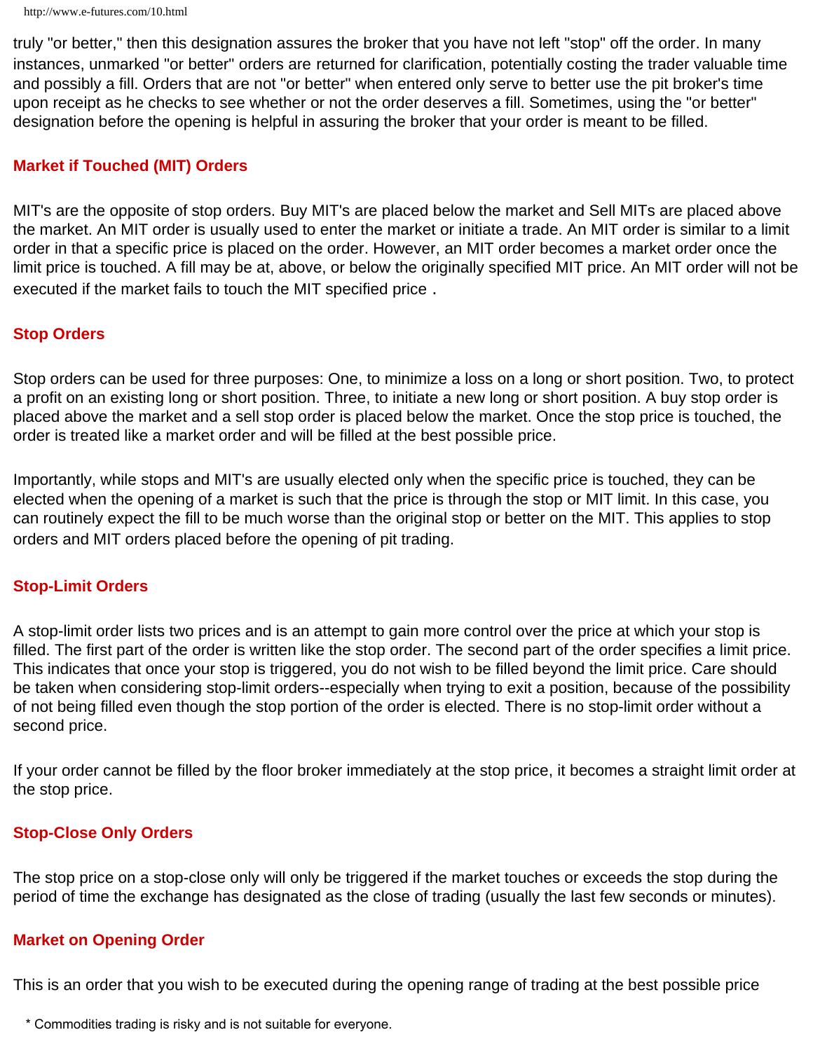truly "or better," then this designation assures the broker that you have not left "stop" off the order. In many instances, unmarked "or better" orders are returned for clarification, potentially costing the trader valuable time and possibly a fill. Orders that are not "or better" when entered only serve to better use the pit broker's time upon receipt as he checks to see whether or not the order deserves a fill. Sometimes, using the "or better" designation before the opening is helpful in assuring the broker that your order is meant to be filled.

## Market if Touched (MIT) Orders

MIT's are the opposite of stop orders. Buy MIT's are placed below the market and Sell MITs are placed above the market. An MIT order is usually used to enter the market or initiate a trade. An MIT order is similar to a limit order in that a specific price is placed on the order. However, an MIT order becomes a market order once the limit price is touched. A fill may be at, above, or below the originally specified MIT price. An MIT order will not be executed if the market fails to touch the MIT specified price .

## Stop Orders

Stop orders can be used for three purposes: One, to minimize a loss on a long or short position. Two, to protect a profit on an existing long or short position. Three, to initiate a new long or short position. A buy stop order is placed above the market and a sell stop order is placed below the market. Once the stop price is touched, the order is treated like a market order and will be filled at the best possible price.

Importantly, while stops and MIT's are usually elected only when the specific price is touched, they can be elected when the opening of a market is such that the price is through the stop or MIT limit. In this case, you can routinely expect the fill to be much worse than the original stop or better on the MIT. This applies to stop orders and MIT orders placed before the opening of pit trading.

## Stop-Limit Orders

A stop-limit order lists two prices and is an attempt to gain more control over the price at which your stop is filled. The first part of the order is written like the stop order. The second part of the order specifies a limit price. This indicates that once your stop is triggered, you do not wish to be filled beyond the limit price. Care should be taken when considering stop-limit orders--especially when trying to exit a position, because of the possibility of not being filled even though the stop portion of the order is elected. There is no stop-limit order without a second price.

If your order cannot be filled by the floor broker immediately at the stop price, it becomes a straight limit order at the stop price.

## Stop-Close Only Orders

The stop price on a stop-close only will only be triggered if the market touches or exceeds the stop during the period of time the exchange has designated as the close of trading (usually the last few seconds or minutes).

## Market on Opening Order

This is an order that you wish to be executed during the opening range of trading at the best possible price

* Commodities trading is risky and is not suitable for everyone.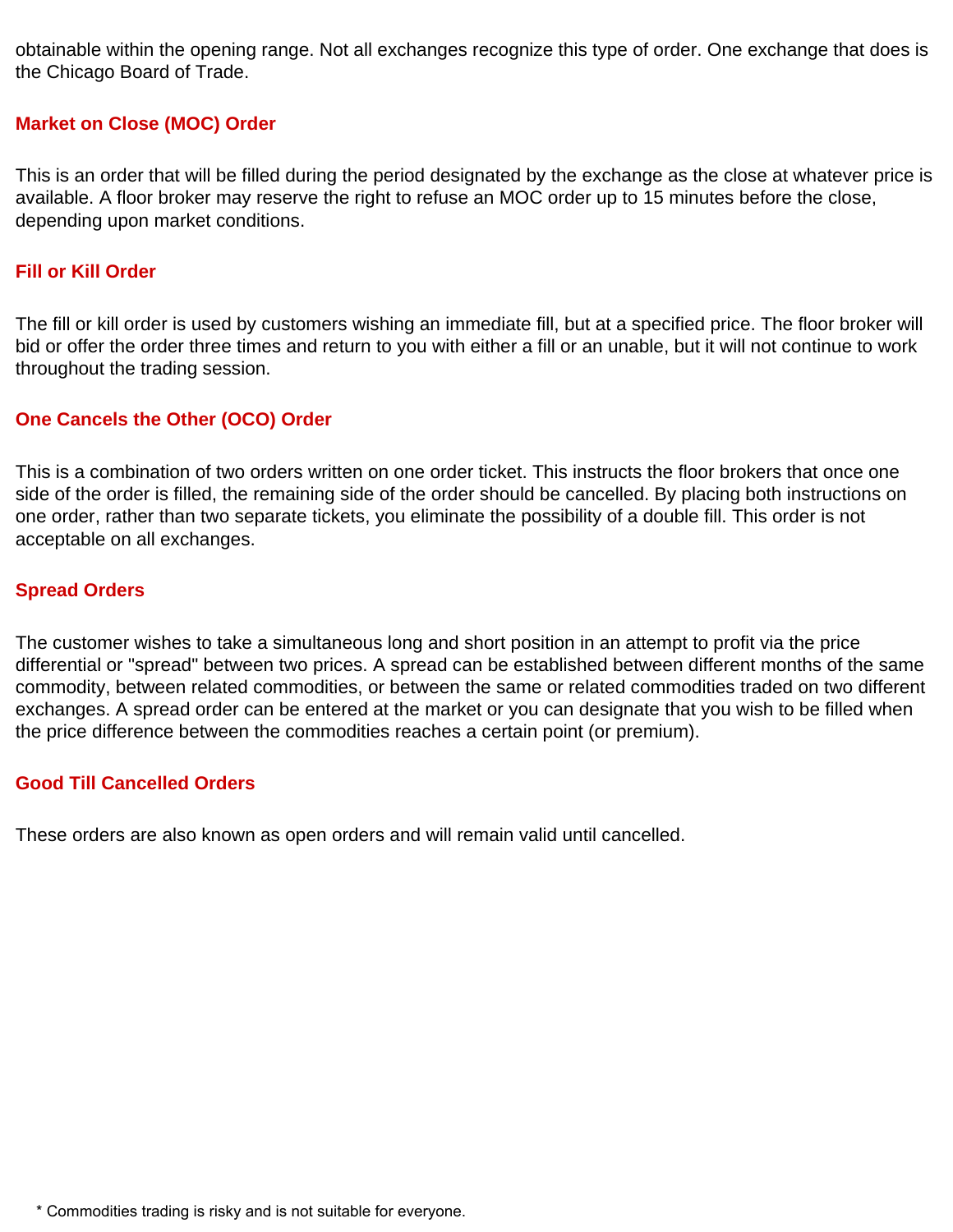obtainable within the opening range. Not all exchanges recognize this type of order. One exchange that does is the Chicago Board of Trade.

### Market on Close (MOC) Order

This is an order that will be filled during the period designated by the exchange as the close at whatever price is available. A floor broker may reserve the right to refuse an MOC order up to 15 minutes before the close, depending upon market conditions.

### Fill or Kill Order

The fill or kill order is used by customers wishing an immediate fill, but at a specified price. The floor broker will bid or offer the order three times and return to you with either a fill or an unable, but it will not continue to work throughout the trading session.

### One Cancels the Other (OCO) Order

This is a combination of two orders written on one order ticket. This instructs the floor brokers that once one side of the order is filled, the remaining side of the order should be cancelled. By placing both instructions on one order, rather than two separate tickets, you eliminate the possibility of a double fill. This order is not acceptable on all exchanges.

### Spread Orders

The customer wishes to take a simultaneous long and short position in an attempt to profit via the price differential or "spread" between two prices. A spread can be established between different months of the same commodity, between related commodities, or between the same or related commodities traded on two different exchanges. A spread order can be entered at the market or you can designate that you wish to be filled when the price difference between the commodities reaches a certain point (or premium).

### Good Till Cancelled Orders

These orders are also known as open orders and will remain valid until cancelled.

* Commodities trading is risky and is not suitable for everyone.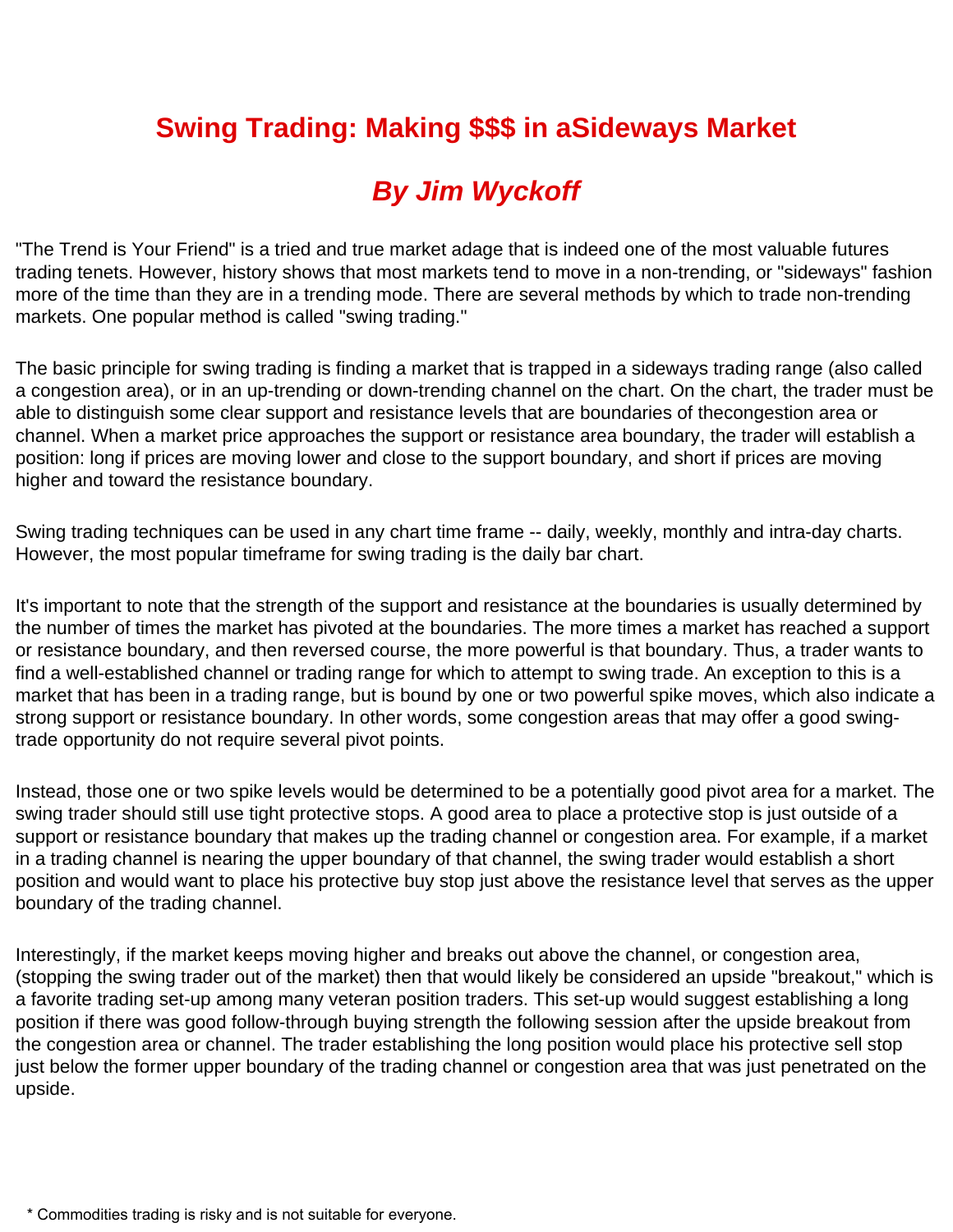# Swing Trading: Making $$$ in aSideways Market

## *By Jim Wyckoff*

"The Trend is Your Friend" is a tried and true market adage that is indeed one of the most valuable futures trading tenets. However, history shows that most markets tend to move in a non-trending, or "sideways" fashion more of the time than they are in a trending mode. There are several methods by which to trade non-trending markets. One popular method is called "swing trading."

The basic principle for swing trading is finding a market that is trapped in a sideways trading range (also called a congestion area), or in an up-trending or down-trending channel on the chart. On the chart, the trader must be able to distinguish some clear support and resistance levels that are boundaries of thecongestion area or channel. When a market price approaches the support or resistance area boundary, the trader will establish a position: long if prices are moving lower and close to the support boundary, and short if prices are moving higher and toward the resistance boundary.

Swing trading techniques can be used in any chart time frame -- daily, weekly, monthly and intra-day charts. However, the most popular timeframe for swing trading is the daily bar chart.

It's important to note that the strength of the support and resistance at the boundaries is usually determined by the number of times the market has pivoted at the boundaries. The more times a market has reached a support or resistance boundary, and then reversed course, the more powerful is that boundary. Thus, a trader wants to find a well-established channel or trading range for which to attempt to swing trade. An exception to this is a market that has been in a trading range, but is bound by one or two powerful spike moves, which also indicate a strong support or resistance boundary. In other words, some congestion areas that may offer a good swing-trade opportunity do not require several pivot points.

Instead, those one or two spike levels would be determined to be a potentially good pivot area for a market. The swing trader should still use tight protective stops. A good area to place a protective stop is just outside of a support or resistance boundary that makes up the trading channel or congestion area. For example, if a market in a trading channel is nearing the upper boundary of that channel, the swing trader would establish a short position and would want to place his protective buy stop just above the resistance level that serves as the upper boundary of the trading channel.

Interestingly, if the market keeps moving higher and breaks out above the channel, or congestion area, (stopping the swing trader out of the market) then that would likely be considered an upside "breakout," which is a favorite trading set-up among many veteran position traders. This set-up would suggest establishing a long position if there was good follow-through buying strength the following session after the upside breakout from the congestion area or channel. The trader establishing the long position would place his protective sell stop just below the former upper boundary of the trading channel or congestion area that was just penetrated on the upside.

* Commodities trading is risky and is not suitable for everyone.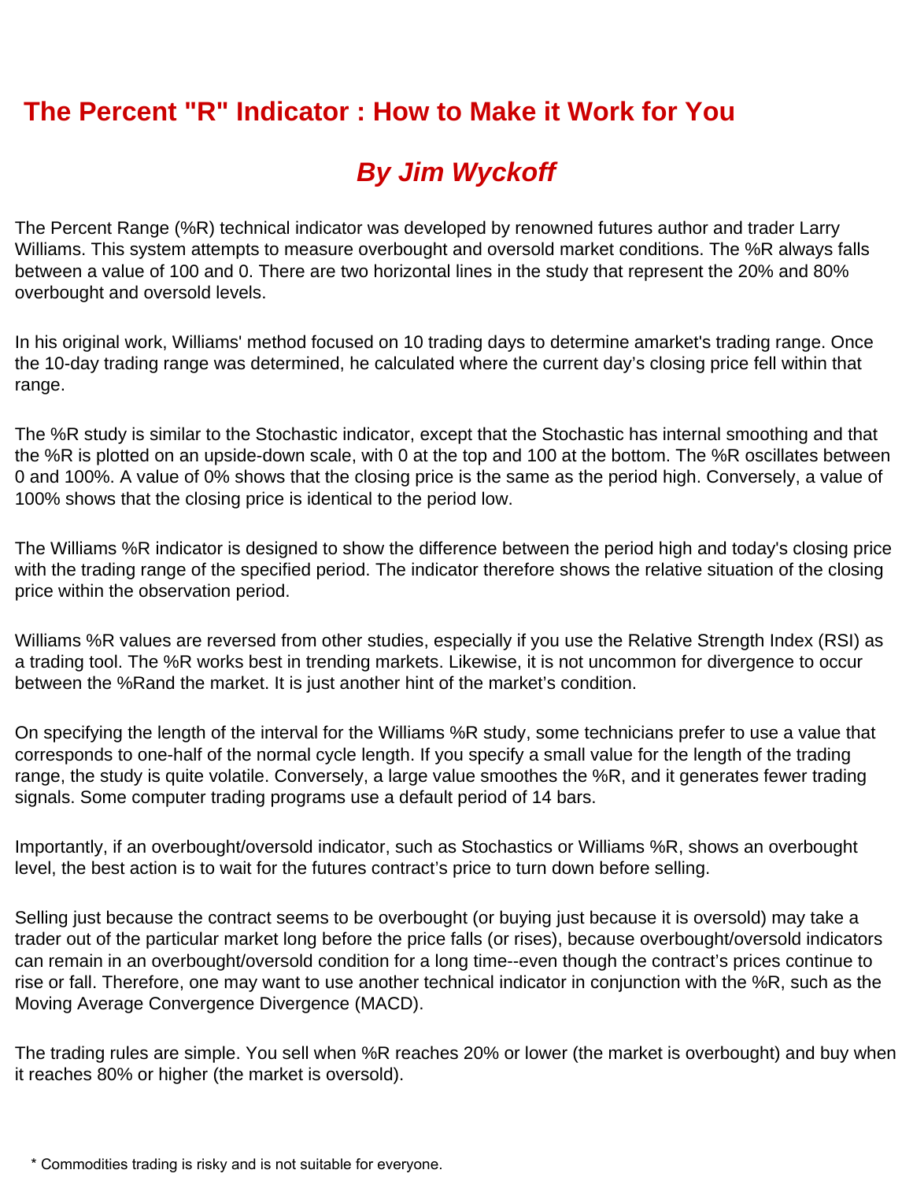# The Percent "R" Indicator : How to Make it Work for You

## *By Jim Wyckoff*

The Percent Range (%R) technical indicator was developed by renowned futures author and trader Larry Williams. This system attempts to measure overbought and oversold market conditions. The %R always falls between a value of 100 and 0. There are two horizontal lines in the study that represent the 20% and 80% overbought and oversold levels.

In his original work, Williams' method focused on 10 trading days to determine amarket's trading range. Once the 10-day trading range was determined, he calculated where the current day's closing price fell within that range.

The %R study is similar to the Stochastic indicator, except that the Stochastic has internal smoothing and that the %R is plotted on an upside-down scale, with 0 at the top and 100 at the bottom. The %R oscillates between 0 and 100%. A value of 0% shows that the closing price is the same as the period high. Conversely, a value of 100% shows that the closing price is identical to the period low.

The Williams %R indicator is designed to show the difference between the period high and today's closing price with the trading range of the specified period. The indicator therefore shows the relative situation of the closing price within the observation period.

Williams %R values are reversed from other studies, especially if you use the Relative Strength Index (RSI) as a trading tool. The %R works best in trending markets. Likewise, it is not uncommon for divergence to occur between the %Rand the market. It is just another hint of the market's condition.

On specifying the length of the interval for the Williams %R study, some technicians prefer to use a value that corresponds to one-half of the normal cycle length. If you specify a small value for the length of the trading range, the study is quite volatile. Conversely, a large value smoothes the %R, and it generates fewer trading signals. Some computer trading programs use a default period of 14 bars.

Importantly, if an overbought/oversold indicator, such as Stochastics or Williams %R, shows an overbought level, the best action is to wait for the futures contract's price to turn down before selling.

Selling just because the contract seems to be overbought (or buying just because it is oversold) may take a trader out of the particular market long before the price falls (or rises), because overbought/oversold indicators can remain in an overbought/oversold condition for a long time--even though the contract's prices continue to rise or fall. Therefore, one may want to use another technical indicator in conjunction with the %R, such as the Moving Average Convergence Divergence (MACD).

The trading rules are simple. You sell when %R reaches 20% or lower (the market is overbought) and buy when it reaches 80% or higher (the market is oversold).

\* Commodities trading is risky and is not suitable for everyone.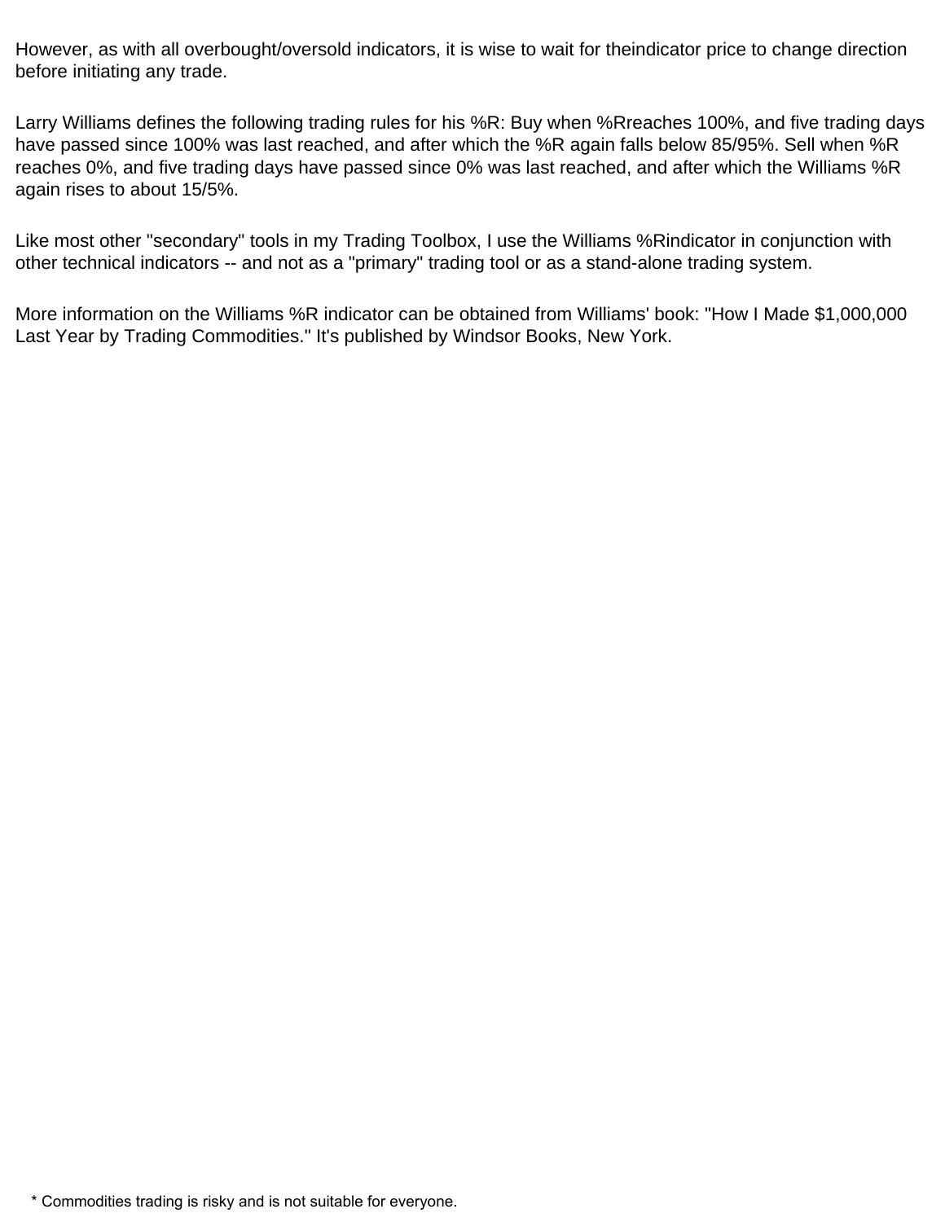However, as with all overbought/oversold indicators, it is wise to wait for theindicator price to change direction before initiating any trade.

Larry Williams defines the following trading rules for his %R: Buy when %Rreaches 100%, and five trading days have passed since 100% was last reached, and after which the %R again falls below 85/95%. Sell when %R reaches 0%, and five trading days have passed since 0% was last reached, and after which the Williams %R again rises to about 15/5%.

Like most other "secondary" tools in my Trading Toolbox, I use the Williams %Rindicator in conjunction with other technical indicators -- and not as a "primary" trading tool or as a stand-alone trading system.

More information on the Williams %R indicator can be obtained from Williams' book: "How I Made $1,000,000 Last Year by Trading Commodities." It's published by Windsor Books, New York.

* Commodities trading is risky and is not suitable for everyone.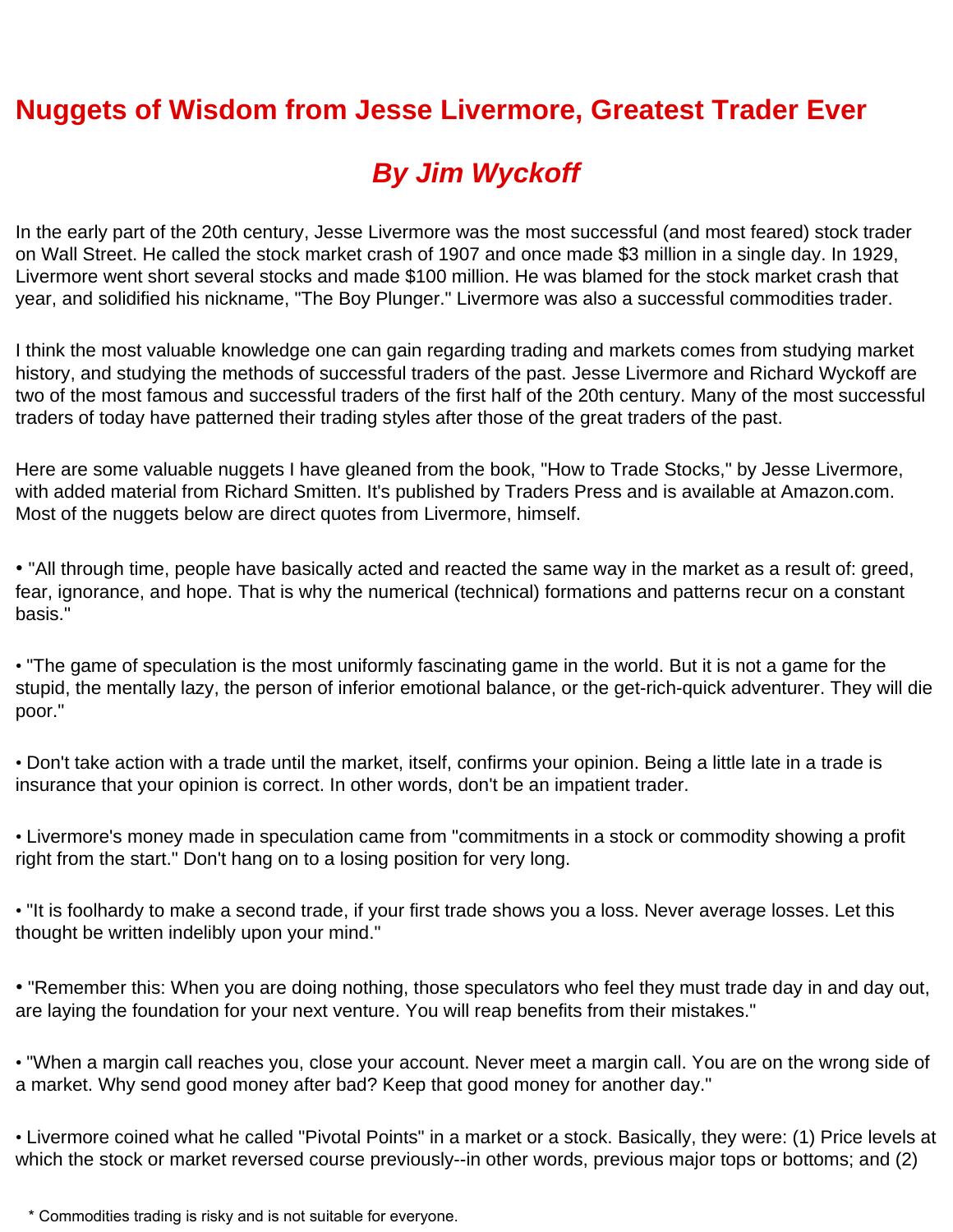# Nuggets of Wisdom from Jesse Livermore, Greatest Trader Ever

## *By Jim Wyckoff*

In the early part of the 20th century, Jesse Livermore was the most successful (and most feared) stock trader on Wall Street. He called the stock market crash of 1907 and once made $3 million in a single day. In 1929, Livermore went short several stocks and made $100 million. He was blamed for the stock market crash that year, and solidified his nickname, "The Boy Plunger." Livermore was also a successful commodities trader.

I think the most valuable knowledge one can gain regarding trading and markets comes from studying market history, and studying the methods of successful traders of the past. Jesse Livermore and Richard Wyckoff are two of the most famous and successful traders of the first half of the 20th century. Many of the most successful traders of today have patterned their trading styles after those of the great traders of the past.

Here are some valuable nuggets I have gleaned from the book, "How to Trade Stocks," by Jesse Livermore, with added material from Richard Smitten. It's published by Traders Press and is available at Amazon.com. Most of the nuggets below are direct quotes from Livermore, himself.

- "All through time, people have basically acted and reacted the same way in the market as a result of: greed, fear, ignorance, and hope. That is why the numerical (technical) formations and patterns recur on a constant basis."

- "The game of speculation is the most uniformly fascinating game in the world. But it is not a game for the stupid, the mentally lazy, the person of inferior emotional balance, or the get-rich-quick adventurer. They will die poor."

- Don't take action with a trade until the market, itself, confirms your opinion. Being a little late in a trade is insurance that your opinion is correct. In other words, don't be an impatient trader.

- Livermore's money made in speculation came from "commitments in a stock or commodity showing a profit right from the start." Don't hang on to a losing position for very long.

- "It is foolhardy to make a second trade, if your first trade shows you a loss. Never average losses. Let this thought be written indelibly upon your mind."

- "Remember this: When you are doing nothing, those speculators who feel they must trade day in and day out, are laying the foundation for your next venture. You will reap benefits from their mistakes."

- "When a margin call reaches you, close your account. Never meet a margin call. You are on the wrong side of a market. Why send good money after bad? Keep that good money for another day."

- Livermore coined what he called "Pivotal Points" in a market or a stock. Basically, they were: (1) Price levels at which the stock or market reversed course previously--in other words, previous major tops or bottoms; and (2)

\* Commodities trading is risky and is not suitable for everyone.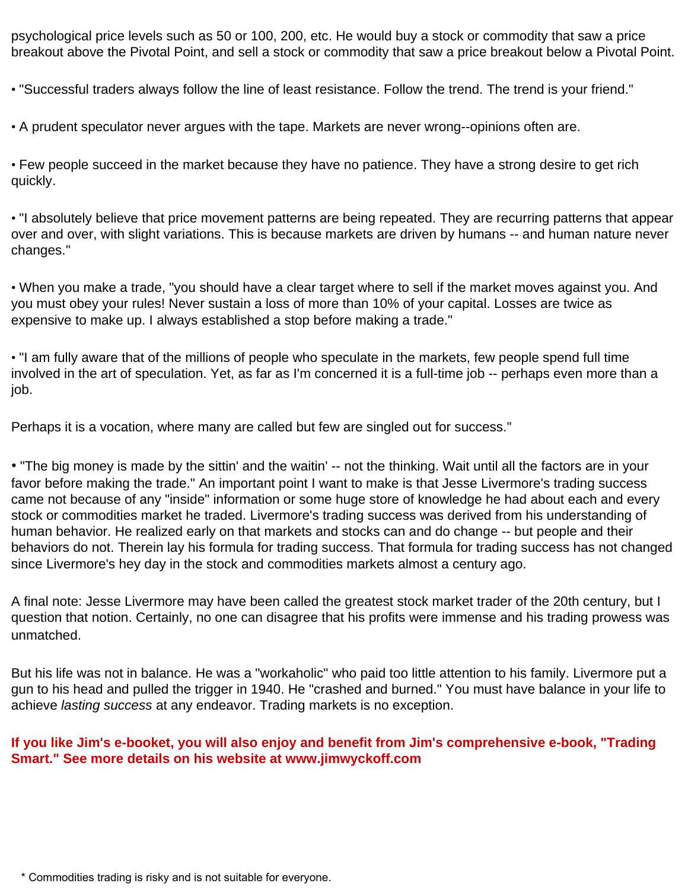psychological price levels such as 50 or 100, 200, etc. He would buy a stock or commodity that saw a price breakout above the Pivotal Point, and sell a stock or commodity that saw a price breakout below a Pivotal Point.

- "Successful traders always follow the line of least resistance. Follow the trend. The trend is your friend."

- A prudent speculator never argues with the tape. Markets are never wrong--opinions often are.

- Few people succeed in the market because they have no patience. They have a strong desire to get rich quickly.

- "I absolutely believe that price movement patterns are being repeated. They are recurring patterns that appear over and over, with slight variations. This is because markets are driven by humans -- and human nature never changes."

- When you make a trade, "you should have a clear target where to sell if the market moves against you. And you must obey your rules! Never sustain a loss of more than 10% of your capital. Losses are twice as expensive to make up. I always established a stop before making a trade."

- "I am fully aware that of the millions of people who speculate in the markets, few people spend full time involved in the art of speculation. Yet, as far as I'm concerned it is a full-time job -- perhaps even more than a job.

Perhaps it is a vocation, where many are called but few are singled out for success."

- "The big money is made by the sittin' and the waitin' -- not the thinking. Wait until all the factors are in your favor before making the trade." An important point I want to make is that Jesse Livermore's trading success came not because of any "inside" information or some huge store of knowledge he had about each and every stock or commodities market he traded. Livermore's trading success was derived from his understanding of human behavior. He realized early on that markets and stocks can and do change -- but people and their behaviors do not. Therein lay his formula for trading success. That formula for trading success has not changed since Livermore's hey day in the stock and commodities markets almost a century ago.

A final note: Jesse Livermore may have been called the greatest stock market trader of the 20th century, but I question that notion. Certainly, no one can disagree that his profits were immense and his trading prowess was unmatched.

But his life was not in balance. He was a "workaholic" who paid too little attention to his family. Livermore put a gun to his head and pulled the trigger in 1940. He "crashed and burned." You must have balance in your life to achieve *lasting success* at any endeavor. Trading markets is no exception.

**If you like Jim's e-booket, you will also enjoy and benefit from Jim's comprehensive e-book, "Trading Smart." See more details on his website at www.jimwyckoff.com**

\* Commodities trading is risky and is not suitable for everyone.